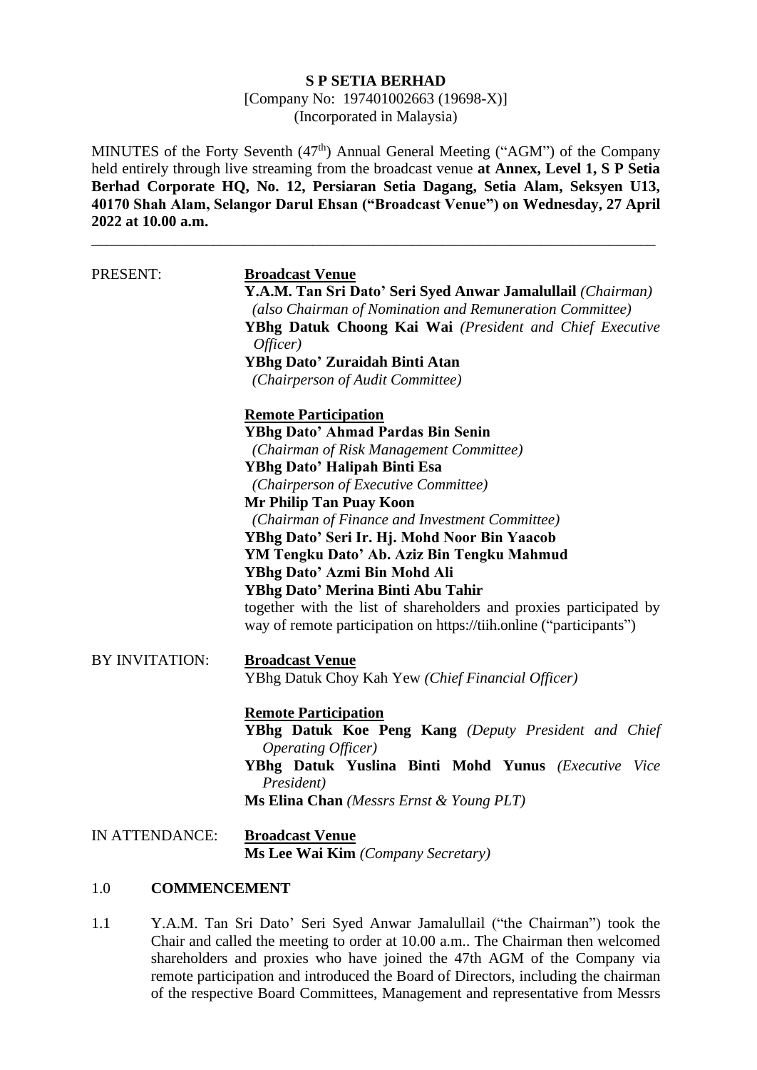**S P SETIA BERHAD**
[Company No: 197401002663 (19698-X)]
(Incorporated in Malaysia)

MINUTES of the Forty Seventh (47th) Annual General Meeting ("AGM") of the Company held entirely through live streaming from the broadcast venue **at Annex, Level 1, S P Setia Berhad Corporate HQ, No. 12, Persiaran Setia Dagang, Setia Alam, Seksyen U13, 40170 Shah Alam, Selangor Darul Ehsan ("Broadcast Venue") on Wednesday, 27 April 2022 at 10.00 a.m.**

---

PRESENT:

**Broadcast Venue**

**Y.A.M. Tan Sri Dato' Seri Syed Anwar Jamalullail** *(Chairman)*
*(also Chairman of Nomination and Remuneration Committee)*
**YBhg Datuk Choong Kai Wai** *(President and Chief Executive Officer)*
**YBhg Dato' Zuraidah Binti Atan**
*(Chairperson of Audit Committee)*

**Remote Participation**

**YBhg Dato' Ahmad Pardas Bin Senin**
*(Chairman of Risk Management Committee)*
**YBhg Dato' Halipah Binti Esa**
*(Chairperson of Executive Committee)*
**Mr Philip Tan Puay Koon**
*(Chairman of Finance and Investment Committee)*
**YBhg Dato' Seri Ir. Hj. Mohd Noor Bin Yaacob**
**YM Tengku Dato' Ab. Aziz Bin Tengku Mahmud**
**YBhg Dato' Azmi Bin Mohd Ali**
**YBhg Dato' Merina Binti Abu Tahir**
together with the list of shareholders and proxies participated by way of remote participation on https://tiih.online ("participants")

BY INVITATION:

**Broadcast Venue**

YBhg Datuk Choy Kah Yew *(Chief Financial Officer)*

**Remote Participation**

**YBhg Datuk Koe Peng Kang** *(Deputy President and Chief Operating Officer)*
**YBhg Datuk Yuslina Binti Mohd Yunus** *(Executive Vice President)*
**Ms Elina Chan** *(Messrs Ernst & Young PLT)*

IN ATTENDANCE:

**Broadcast Venue**

**Ms Lee Wai Kim** *(Company Secretary)*

## 1.0 COMMENCEMENT

1.1 Y.A.M. Tan Sri Dato' Seri Syed Anwar Jamalullail ("the Chairman") took the Chair and called the meeting to order at 10.00 a.m.. The Chairman then welcomed shareholders and proxies who have joined the 47th AGM of the Company via remote participation and introduced the Board of Directors, including the chairman of the respective Board Committees, Management and representative from Messrs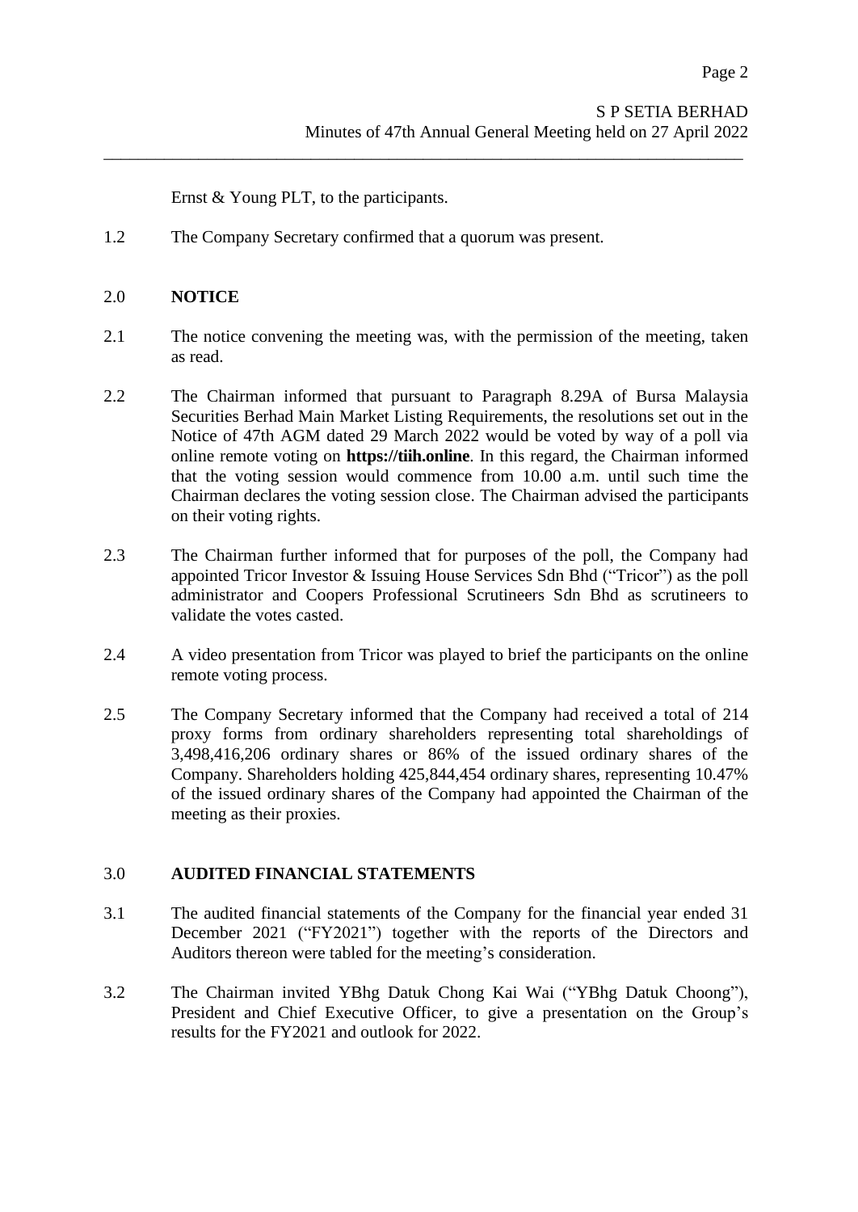Ernst & Young PLT, to the participants.

1.2 The Company Secretary confirmed that a quorum was present.

## 2.0 NOTICE

2.1 The notice convening the meeting was, with the permission of the meeting, taken as read.

2.2 The Chairman informed that pursuant to Paragraph 8.29A of Bursa Malaysia Securities Berhad Main Market Listing Requirements, the resolutions set out in the Notice of 47th AGM dated 29 March 2022 would be voted by way of a poll via online remote voting on **https://tiih.online**. In this regard, the Chairman informed that the voting session would commence from 10.00 a.m. until such time the Chairman declares the voting session close. The Chairman advised the participants on their voting rights.

2.3 The Chairman further informed that for purposes of the poll, the Company had appointed Tricor Investor & Issuing House Services Sdn Bhd ("Tricor") as the poll administrator and Coopers Professional Scrutineers Sdn Bhd as scrutineers to validate the votes casted.

2.4 A video presentation from Tricor was played to brief the participants on the online remote voting process.

2.5 The Company Secretary informed that the Company had received a total of 214 proxy forms from ordinary shareholders representing total shareholdings of 3,498,416,206 ordinary shares or 86% of the issued ordinary shares of the Company. Shareholders holding 425,844,454 ordinary shares, representing 10.47% of the issued ordinary shares of the Company had appointed the Chairman of the meeting as their proxies.

## 3.0 AUDITED FINANCIAL STATEMENTS

3.1 The audited financial statements of the Company for the financial year ended 31 December 2021 ("FY2021") together with the reports of the Directors and Auditors thereon were tabled for the meeting's consideration.

3.2 The Chairman invited YBhg Datuk Chong Kai Wai ("YBhg Datuk Choong"), President and Chief Executive Officer, to give a presentation on the Group's results for the FY2021 and outlook for 2022.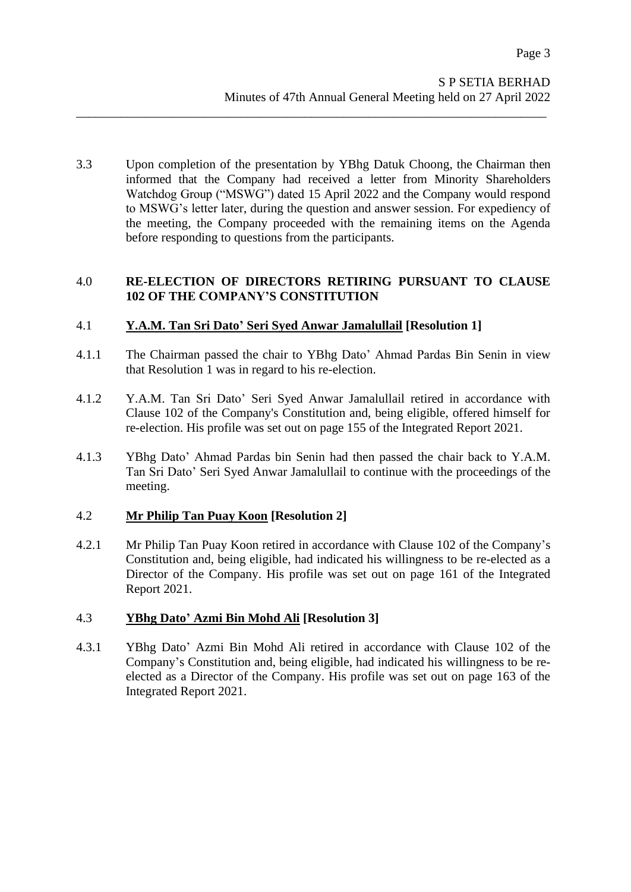3.3 Upon completion of the presentation by YBhg Datuk Choong, the Chairman then informed that the Company had received a letter from Minority Shareholders Watchdog Group ("MSWG") dated 15 April 2022 and the Company would respond to MSWG's letter later, during the question and answer session. For expediency of the meeting, the Company proceeded with the remaining items on the Agenda before responding to questions from the participants.

## 4.0 RE-ELECTION OF DIRECTORS RETIRING PURSUANT TO CLAUSE 102 OF THE COMPANY'S CONSTITUTION

### 4.1 Y.A.M. Tan Sri Dato' Seri Syed Anwar Jamalullail [Resolution 1]

4.1.1 The Chairman passed the chair to YBhg Dato' Ahmad Pardas Bin Senin in view that Resolution 1 was in regard to his re-election.

4.1.2 Y.A.M. Tan Sri Dato' Seri Syed Anwar Jamalullail retired in accordance with Clause 102 of the Company's Constitution and, being eligible, offered himself for re-election. His profile was set out on page 155 of the Integrated Report 2021.

4.1.3 YBhg Dato' Ahmad Pardas bin Senin had then passed the chair back to Y.A.M. Tan Sri Dato' Seri Syed Anwar Jamalullail to continue with the proceedings of the meeting.

### 4.2 Mr Philip Tan Puay Koon [Resolution 2]

4.2.1 Mr Philip Tan Puay Koon retired in accordance with Clause 102 of the Company's Constitution and, being eligible, had indicated his willingness to be re-elected as a Director of the Company. His profile was set out on page 161 of the Integrated Report 2021.

### 4.3 YBhg Dato' Azmi Bin Mohd Ali [Resolution 3]

4.3.1 YBhg Dato' Azmi Bin Mohd Ali retired in accordance with Clause 102 of the Company's Constitution and, being eligible, had indicated his willingness to be re-elected as a Director of the Company. His profile was set out on page 163 of the Integrated Report 2021.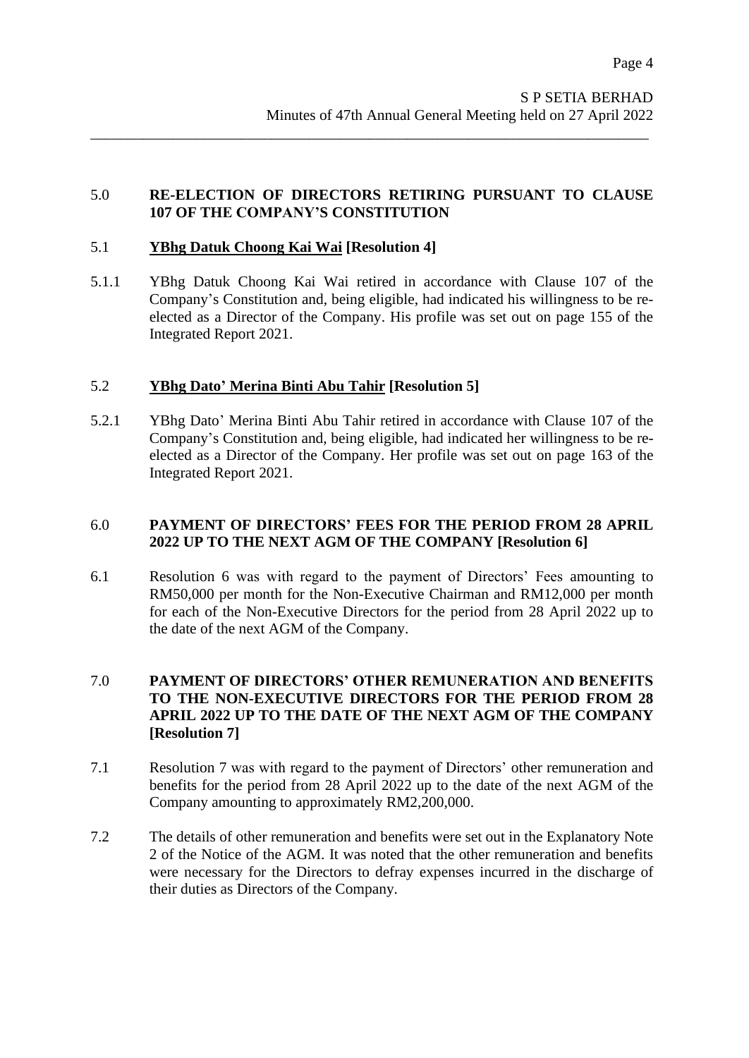## 5.0 RE-ELECTION OF DIRECTORS RETIRING PURSUANT TO CLAUSE 107 OF THE COMPANY'S CONSTITUTION

### 5.1 YBhg Datuk Choong Kai Wai [Resolution 4]

5.1.1 YBhg Datuk Choong Kai Wai retired in accordance with Clause 107 of the Company's Constitution and, being eligible, had indicated his willingness to be re-elected as a Director of the Company. His profile was set out on page 155 of the Integrated Report 2021.

### 5.2 YBhg Dato' Merina Binti Abu Tahir [Resolution 5]

5.2.1 YBhg Dato' Merina Binti Abu Tahir retired in accordance with Clause 107 of the Company's Constitution and, being eligible, had indicated her willingness to be re-elected as a Director of the Company. Her profile was set out on page 163 of the Integrated Report 2021.

## 6.0 PAYMENT OF DIRECTORS' FEES FOR THE PERIOD FROM 28 APRIL 2022 UP TO THE NEXT AGM OF THE COMPANY [Resolution 6]

6.1 Resolution 6 was with regard to the payment of Directors' Fees amounting to RM50,000 per month for the Non-Executive Chairman and RM12,000 per month for each of the Non-Executive Directors for the period from 28 April 2022 up to the date of the next AGM of the Company.

## 7.0 PAYMENT OF DIRECTORS' OTHER REMUNERATION AND BENEFITS TO THE NON-EXECUTIVE DIRECTORS FOR THE PERIOD FROM 28 APRIL 2022 UP TO THE DATE OF THE NEXT AGM OF THE COMPANY [Resolution 7]

7.1 Resolution 7 was with regard to the payment of Directors' other remuneration and benefits for the period from 28 April 2022 up to the date of the next AGM of the Company amounting to approximately RM2,200,000.

7.2 The details of other remuneration and benefits were set out in the Explanatory Note 2 of the Notice of the AGM. It was noted that the other remuneration and benefits were necessary for the Directors to defray expenses incurred in the discharge of their duties as Directors of the Company.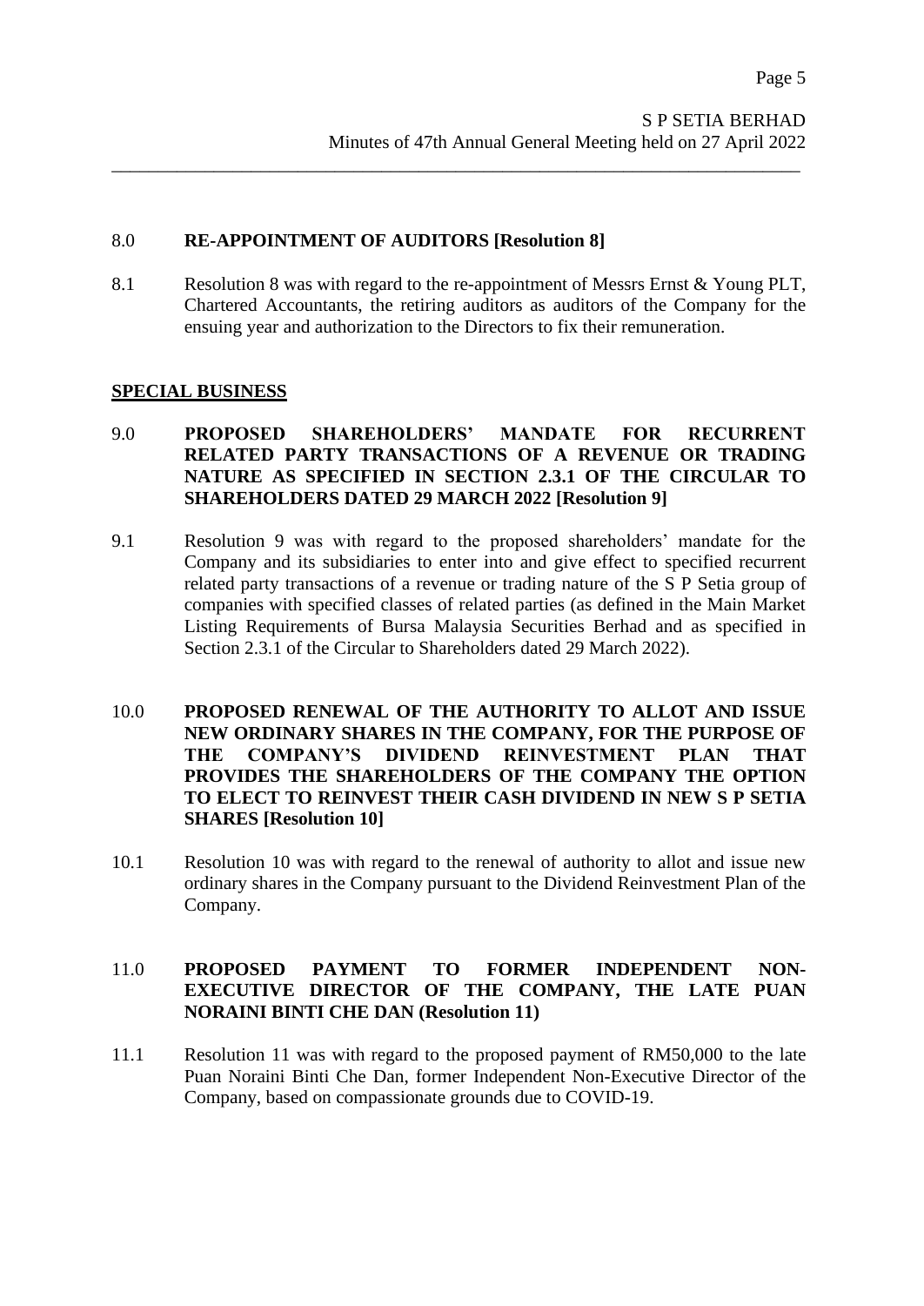## 8.0 **RE-APPOINTMENT OF AUDITORS [Resolution 8]**

8.1 Resolution 8 was with regard to the re-appointment of Messrs Ernst & Young PLT, Chartered Accountants, the retiring auditors as auditors of the Company for the ensuing year and authorization to the Directors to fix their remuneration.

## **SPECIAL BUSINESS**

## 9.0 **PROPOSED SHAREHOLDERS' MANDATE FOR RECURRENT RELATED PARTY TRANSACTIONS OF A REVENUE OR TRADING NATURE AS SPECIFIED IN SECTION 2.3.1 OF THE CIRCULAR TO SHAREHOLDERS DATED 29 MARCH 2022 [Resolution 9]**

9.1 Resolution 9 was with regard to the proposed shareholders' mandate for the Company and its subsidiaries to enter into and give effect to specified recurrent related party transactions of a revenue or trading nature of the S P Setia group of companies with specified classes of related parties (as defined in the Main Market Listing Requirements of Bursa Malaysia Securities Berhad and as specified in Section 2.3.1 of the Circular to Shareholders dated 29 March 2022).

## 10.0 **PROPOSED RENEWAL OF THE AUTHORITY TO ALLOT AND ISSUE NEW ORDINARY SHARES IN THE COMPANY, FOR THE PURPOSE OF THE COMPANY'S DIVIDEND REINVESTMENT PLAN THAT PROVIDES THE SHAREHOLDERS OF THE COMPANY THE OPTION TO ELECT TO REINVEST THEIR CASH DIVIDEND IN NEW S P SETIA SHARES [Resolution 10]**

10.1 Resolution 10 was with regard to the renewal of authority to allot and issue new ordinary shares in the Company pursuant to the Dividend Reinvestment Plan of the Company.

## 11.0 **PROPOSED PAYMENT TO FORMER INDEPENDENT NON-EXECUTIVE DIRECTOR OF THE COMPANY, THE LATE PUAN NORAINI BINTI CHE DAN (Resolution 11)**

11.1 Resolution 11 was with regard to the proposed payment of RM50,000 to the late Puan Noraini Binti Che Dan, former Independent Non-Executive Director of the Company, based on compassionate grounds due to COVID-19.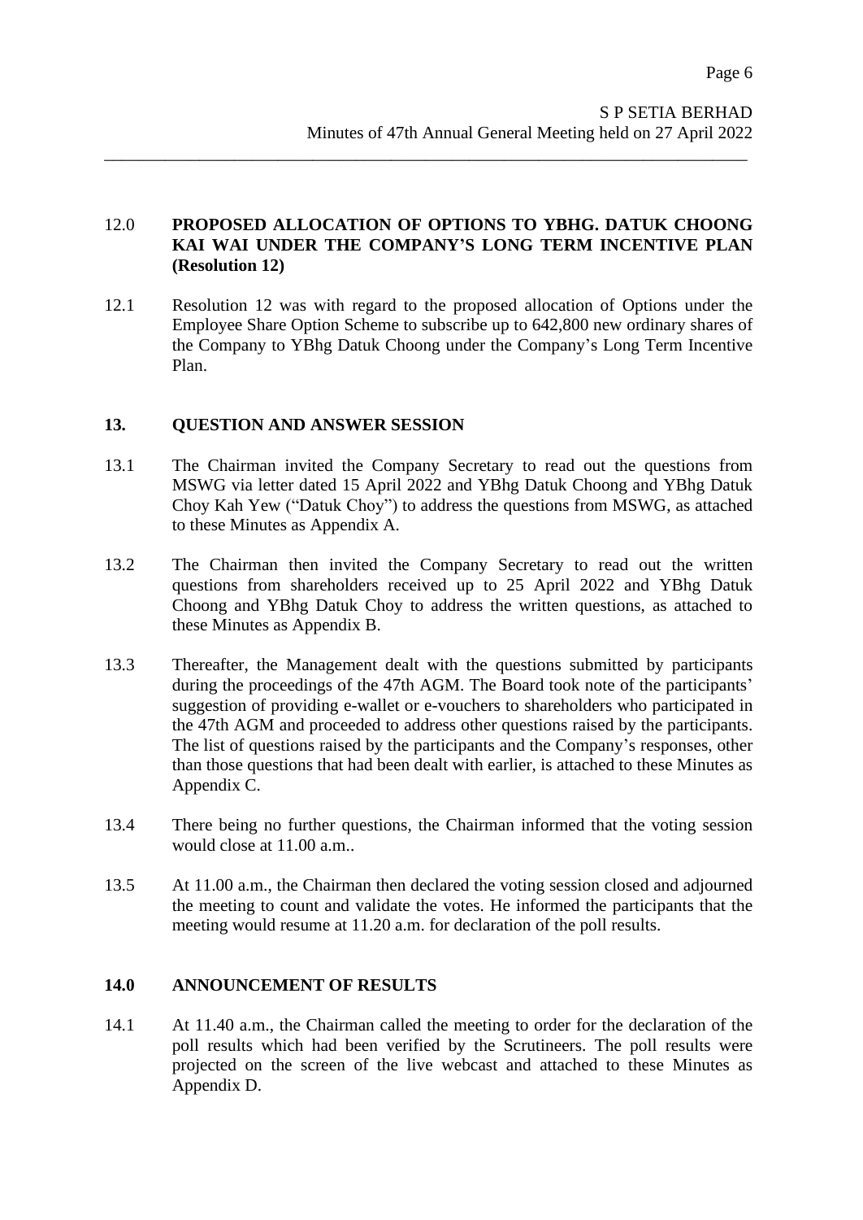## 12.0 PROPOSED ALLOCATION OF OPTIONS TO YBHG. DATUK CHOONG KAI WAI UNDER THE COMPANY'S LONG TERM INCENTIVE PLAN (Resolution 12)

12.1 Resolution 12 was with regard to the proposed allocation of Options under the Employee Share Option Scheme to subscribe up to 642,800 new ordinary shares of the Company to YBhg Datuk Choong under the Company's Long Term Incentive Plan.

## 13. QUESTION AND ANSWER SESSION

13.1 The Chairman invited the Company Secretary to read out the questions from MSWG via letter dated 15 April 2022 and YBhg Datuk Choong and YBhg Datuk Choy Kah Yew ("Datuk Choy") to address the questions from MSWG, as attached to these Minutes as Appendix A.

13.2 The Chairman then invited the Company Secretary to read out the written questions from shareholders received up to 25 April 2022 and YBhg Datuk Choong and YBhg Datuk Choy to address the written questions, as attached to these Minutes as Appendix B.

13.3 Thereafter, the Management dealt with the questions submitted by participants during the proceedings of the 47th AGM. The Board took note of the participants' suggestion of providing e-wallet or e-vouchers to shareholders who participated in the 47th AGM and proceeded to address other questions raised by the participants. The list of questions raised by the participants and the Company's responses, other than those questions that had been dealt with earlier, is attached to these Minutes as Appendix C.

13.4 There being no further questions, the Chairman informed that the voting session would close at 11.00 a.m..

13.5 At 11.00 a.m., the Chairman then declared the voting session closed and adjourned the meeting to count and validate the votes. He informed the participants that the meeting would resume at 11.20 a.m. for declaration of the poll results.

## 14.0 ANNOUNCEMENT OF RESULTS

14.1 At 11.40 a.m., the Chairman called the meeting to order for the declaration of the poll results which had been verified by the Scrutineers. The poll results were projected on the screen of the live webcast and attached to these Minutes as Appendix D.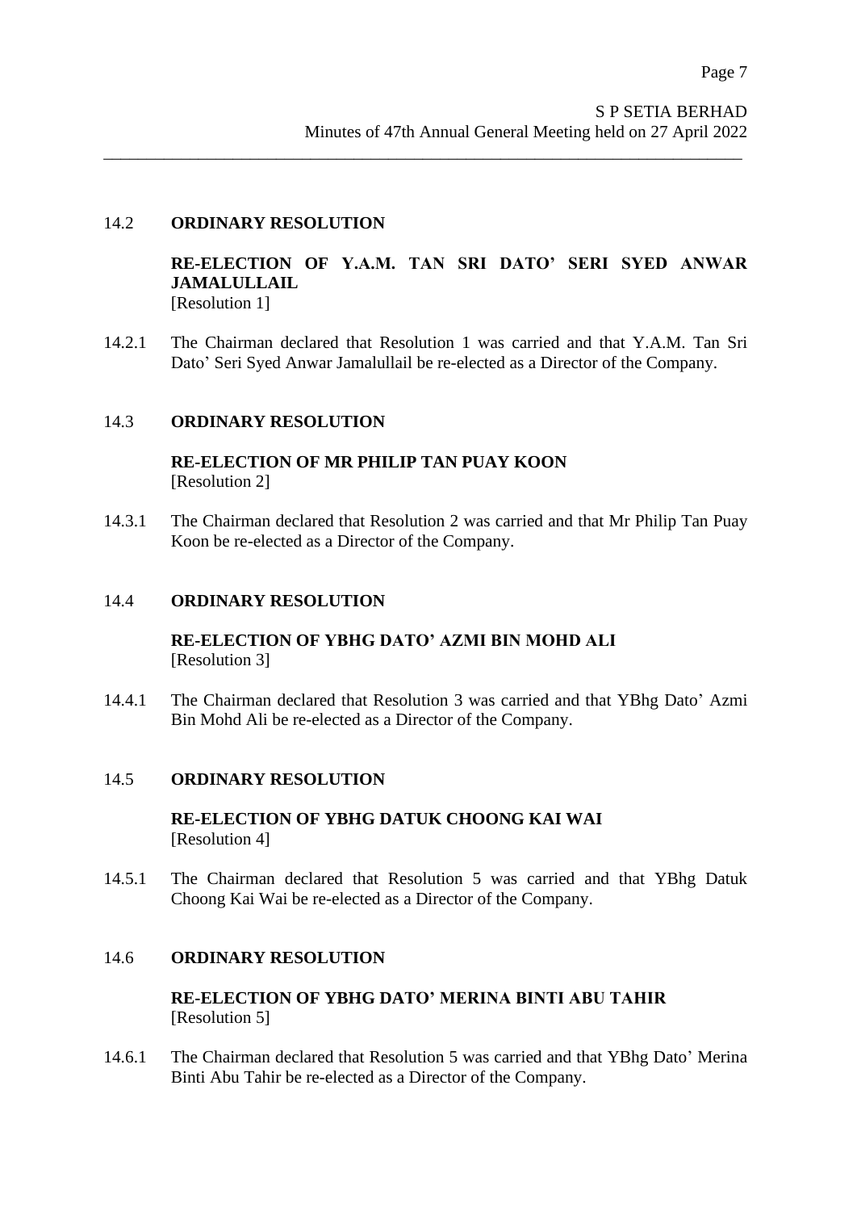14.2 **ORDINARY RESOLUTION**

**RE-ELECTION OF Y.A.M. TAN SRI DATO' SERI SYED ANWAR JAMALULLAIL**
[Resolution 1]

14.2.1 The Chairman declared that Resolution 1 was carried and that Y.A.M. Tan Sri Dato' Seri Syed Anwar Jamalullail be re-elected as a Director of the Company.

14.3 **ORDINARY RESOLUTION**

**RE-ELECTION OF MR PHILIP TAN PUAY KOON**
[Resolution 2]

14.3.1 The Chairman declared that Resolution 2 was carried and that Mr Philip Tan Puay Koon be re-elected as a Director of the Company.

14.4 **ORDINARY RESOLUTION**

**RE-ELECTION OF YBHG DATO' AZMI BIN MOHD ALI**
[Resolution 3]

14.4.1 The Chairman declared that Resolution 3 was carried and that YBhg Dato' Azmi Bin Mohd Ali be re-elected as a Director of the Company.

14.5 **ORDINARY RESOLUTION**

**RE-ELECTION OF YBHG DATUK CHOONG KAI WAI**
[Resolution 4]

14.5.1 The Chairman declared that Resolution 5 was carried and that YBhg Datuk Choong Kai Wai be re-elected as a Director of the Company.

14.6 **ORDINARY RESOLUTION**

**RE-ELECTION OF YBHG DATO' MERINA BINTI ABU TAHIR**
[Resolution 5]

14.6.1 The Chairman declared that Resolution 5 was carried and that YBhg Dato' Merina Binti Abu Tahir be re-elected as a Director of the Company.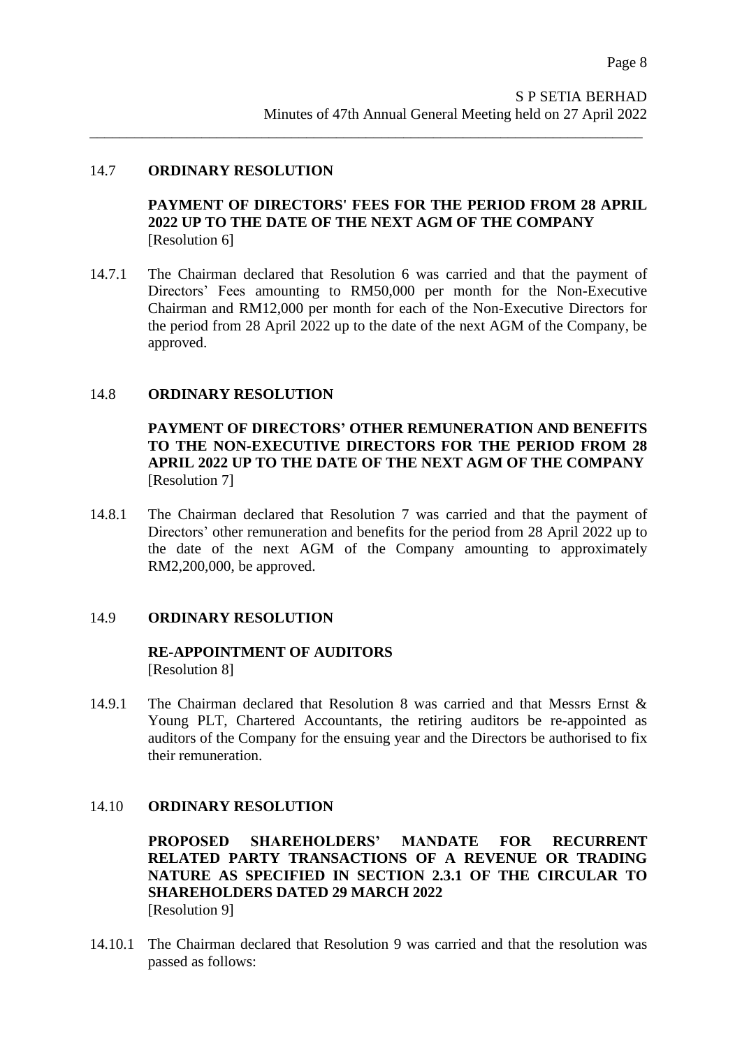14.7 **ORDINARY RESOLUTION**

**PAYMENT OF DIRECTORS' FEES FOR THE PERIOD FROM 28 APRIL 2022 UP TO THE DATE OF THE NEXT AGM OF THE COMPANY**
[Resolution 6]

14.7.1 The Chairman declared that Resolution 6 was carried and that the payment of Directors' Fees amounting to RM50,000 per month for the Non-Executive Chairman and RM12,000 per month for each of the Non-Executive Directors for the period from 28 April 2022 up to the date of the next AGM of the Company, be approved.

14.8 **ORDINARY RESOLUTION**

**PAYMENT OF DIRECTORS' OTHER REMUNERATION AND BENEFITS TO THE NON-EXECUTIVE DIRECTORS FOR THE PERIOD FROM 28 APRIL 2022 UP TO THE DATE OF THE NEXT AGM OF THE COMPANY**
[Resolution 7]

14.8.1 The Chairman declared that Resolution 7 was carried and that the payment of Directors' other remuneration and benefits for the period from 28 April 2022 up to the date of the next AGM of the Company amounting to approximately RM2,200,000, be approved.

14.9 **ORDINARY RESOLUTION**

**RE-APPOINTMENT OF AUDITORS**
[Resolution 8]

14.9.1 The Chairman declared that Resolution 8 was carried and that Messrs Ernst & Young PLT, Chartered Accountants, the retiring auditors be re-appointed as auditors of the Company for the ensuing year and the Directors be authorised to fix their remuneration.

14.10 **ORDINARY RESOLUTION**

**PROPOSED SHAREHOLDERS' MANDATE FOR RECURRENT RELATED PARTY TRANSACTIONS OF A REVENUE OR TRADING NATURE AS SPECIFIED IN SECTION 2.3.1 OF THE CIRCULAR TO SHAREHOLDERS DATED 29 MARCH 2022**
[Resolution 9]

14.10.1 The Chairman declared that Resolution 9 was carried and that the resolution was passed as follows: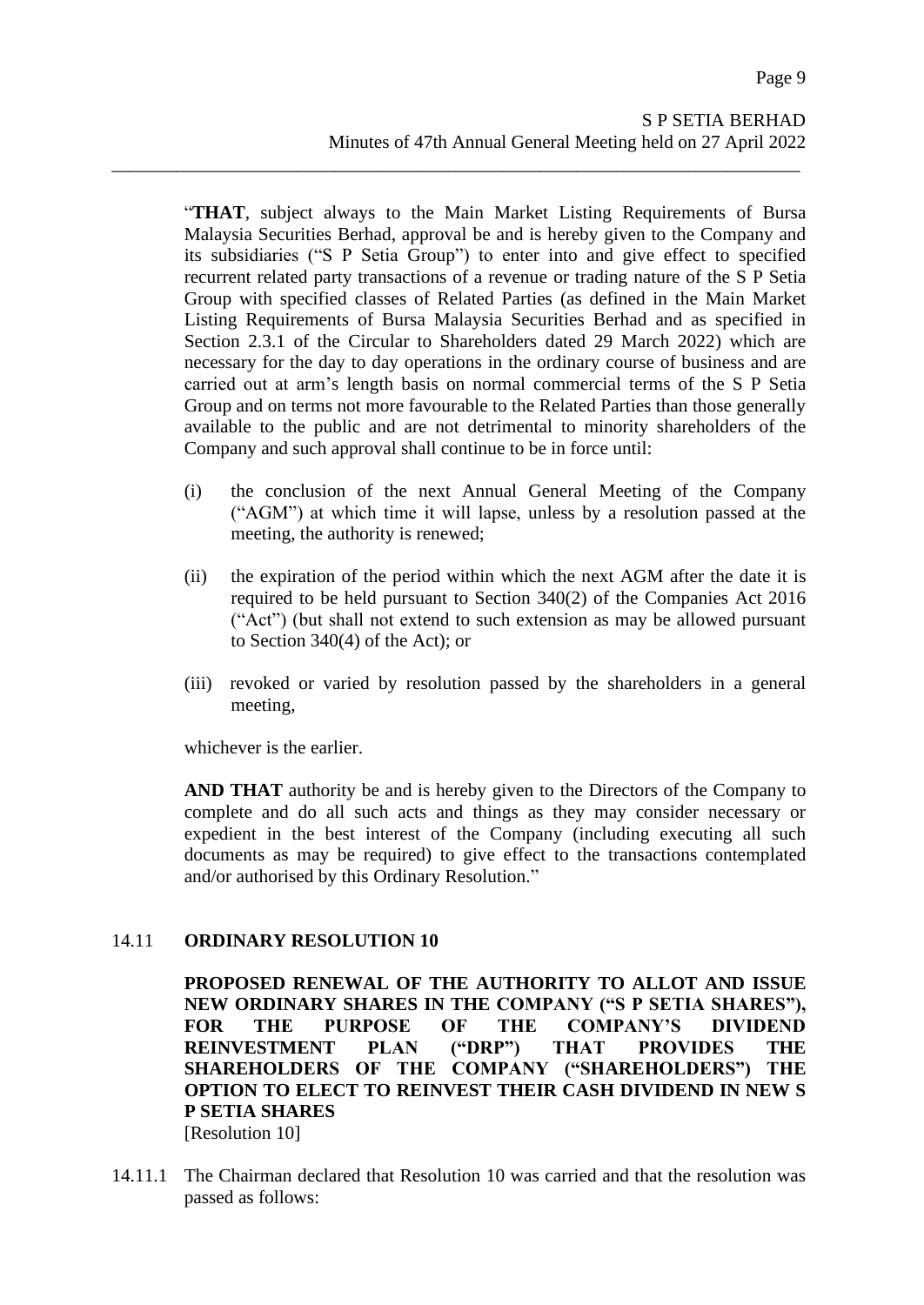"**THAT**, subject always to the Main Market Listing Requirements of Bursa Malaysia Securities Berhad, approval be and is hereby given to the Company and its subsidiaries ("S P Setia Group") to enter into and give effect to specified recurrent related party transactions of a revenue or trading nature of the S P Setia Group with specified classes of Related Parties (as defined in the Main Market Listing Requirements of Bursa Malaysia Securities Berhad and as specified in Section 2.3.1 of the Circular to Shareholders dated 29 March 2022) which are necessary for the day to day operations in the ordinary course of business and are carried out at arm's length basis on normal commercial terms of the S P Setia Group and on terms not more favourable to the Related Parties than those generally available to the public and are not detrimental to minority shareholders of the Company and such approval shall continue to be in force until:

(i) the conclusion of the next Annual General Meeting of the Company ("AGM") at which time it will lapse, unless by a resolution passed at the meeting, the authority is renewed;

(ii) the expiration of the period within which the next AGM after the date it is required to be held pursuant to Section 340(2) of the Companies Act 2016 ("Act") (but shall not extend to such extension as may be allowed pursuant to Section 340(4) of the Act); or

(iii) revoked or varied by resolution passed by the shareholders in a general meeting,

whichever is the earlier.

**AND THAT** authority be and is hereby given to the Directors of the Company to complete and do all such acts and things as they may consider necessary or expedient in the best interest of the Company (including executing all such documents as may be required) to give effect to the transactions contemplated and/or authorised by this Ordinary Resolution."

14.11 **ORDINARY RESOLUTION 10**

**PROPOSED RENEWAL OF THE AUTHORITY TO ALLOT AND ISSUE NEW ORDINARY SHARES IN THE COMPANY ("S P SETIA SHARES"), FOR THE PURPOSE OF THE COMPANY'S DIVIDEND REINVESTMENT PLAN ("DRP") THAT PROVIDES THE SHAREHOLDERS OF THE COMPANY ("SHAREHOLDERS") THE OPTION TO ELECT TO REINVEST THEIR CASH DIVIDEND IN NEW S P SETIA SHARES**
[Resolution 10]

14.11.1 The Chairman declared that Resolution 10 was carried and that the resolution was passed as follows: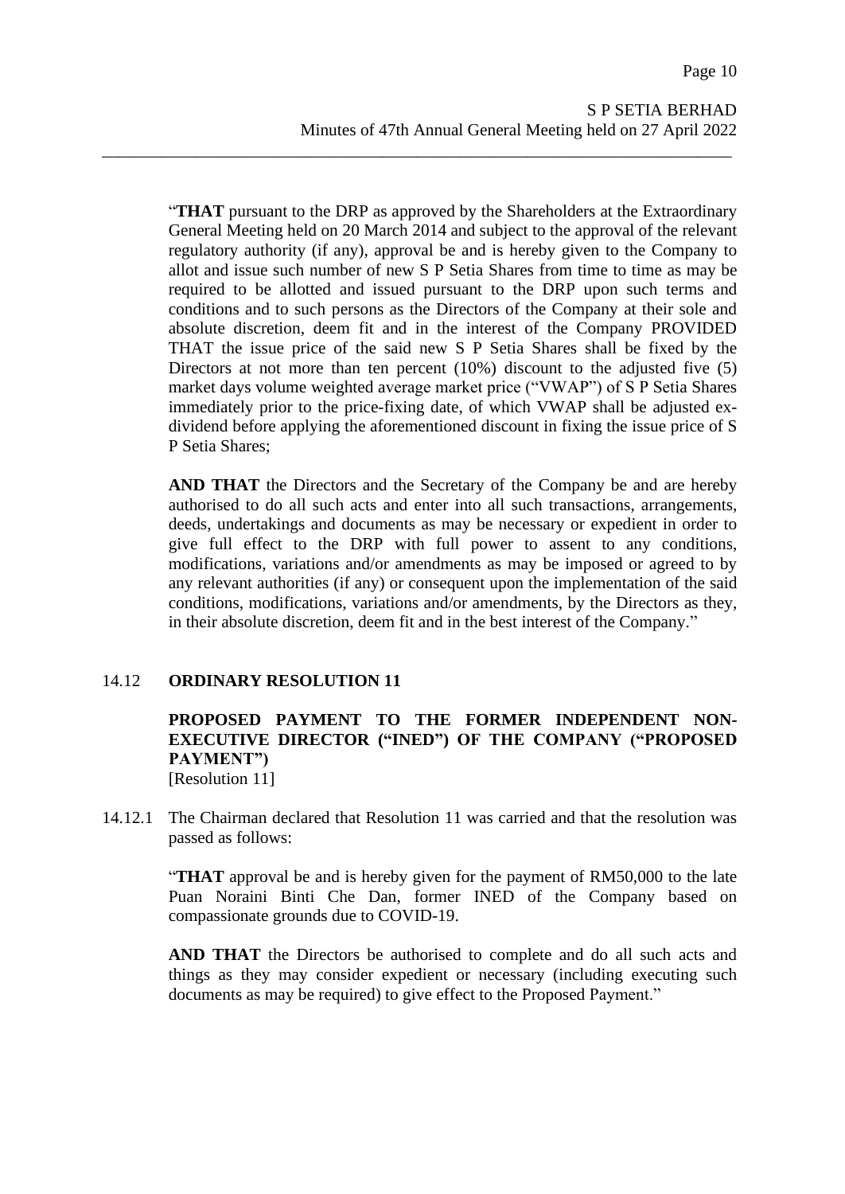"**THAT** pursuant to the DRP as approved by the Shareholders at the Extraordinary General Meeting held on 20 March 2014 and subject to the approval of the relevant regulatory authority (if any), approval be and is hereby given to the Company to allot and issue such number of new S P Setia Shares from time to time as may be required to be allotted and issued pursuant to the DRP upon such terms and conditions and to such persons as the Directors of the Company at their sole and absolute discretion, deem fit and in the interest of the Company PROVIDED THAT the issue price of the said new S P Setia Shares shall be fixed by the Directors at not more than ten percent (10%) discount to the adjusted five (5) market days volume weighted average market price ("VWAP") of S P Setia Shares immediately prior to the price-fixing date, of which VWAP shall be adjusted ex-dividend before applying the aforementioned discount in fixing the issue price of S P Setia Shares;

**AND THAT** the Directors and the Secretary of the Company be and are hereby authorised to do all such acts and enter into all such transactions, arrangements, deeds, undertakings and documents as may be necessary or expedient in order to give full effect to the DRP with full power to assent to any conditions, modifications, variations and/or amendments as may be imposed or agreed to by any relevant authorities (if any) or consequent upon the implementation of the said conditions, modifications, variations and/or amendments, by the Directors as they, in their absolute discretion, deem fit and in the best interest of the Company."

### 14.12 ORDINARY RESOLUTION 11

**PROPOSED PAYMENT TO THE FORMER INDEPENDENT NON-EXECUTIVE DIRECTOR ("INED") OF THE COMPANY ("PROPOSED PAYMENT")**
[Resolution 11]

14.12.1 The Chairman declared that Resolution 11 was carried and that the resolution was passed as follows:

"**THAT** approval be and is hereby given for the payment of RM50,000 to the late Puan Noraini Binti Che Dan, former INED of the Company based on compassionate grounds due to COVID-19.

**AND THAT** the Directors be authorised to complete and do all such acts and things as they may consider expedient or necessary (including executing such documents as may be required) to give effect to the Proposed Payment."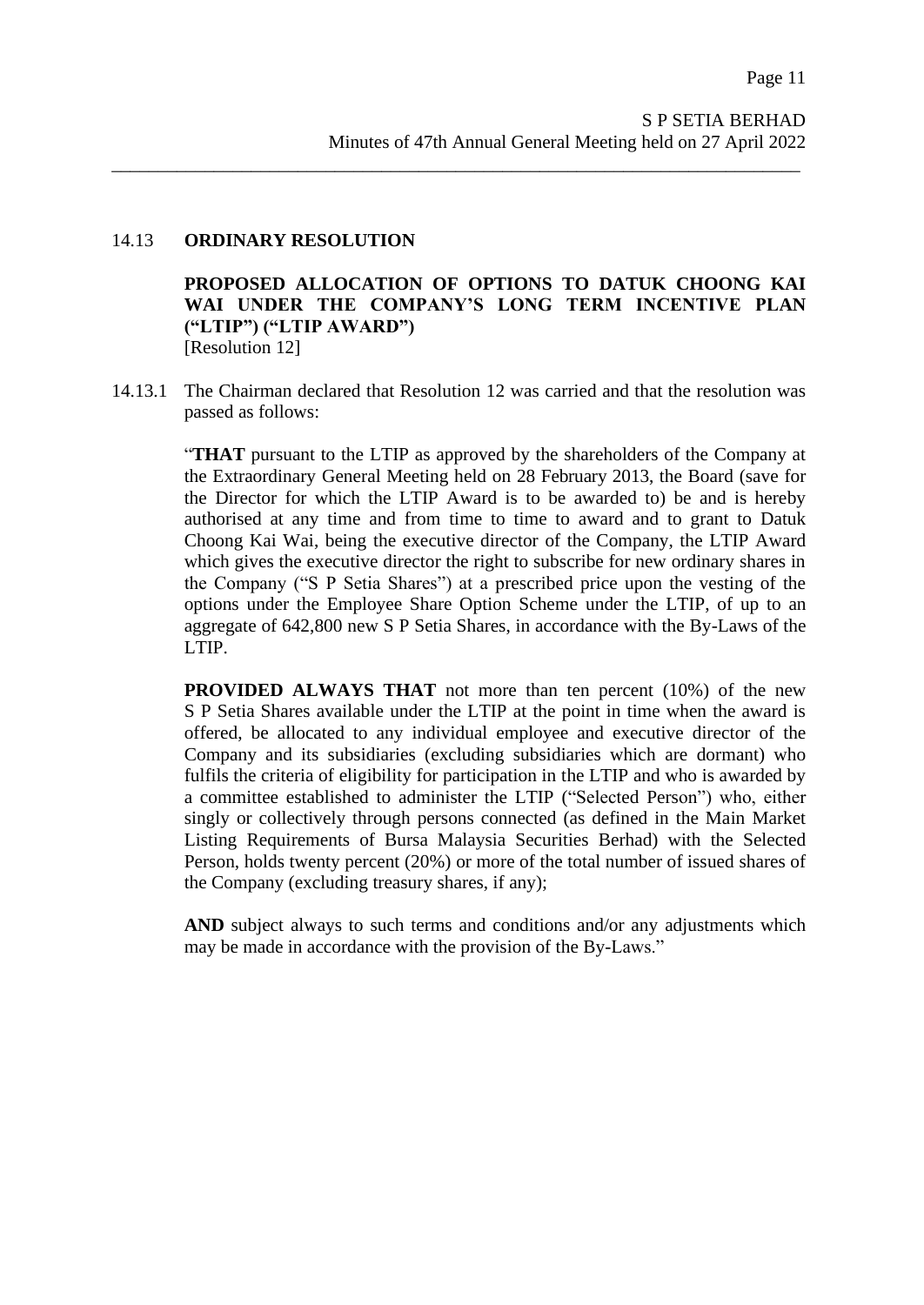14.13 **ORDINARY RESOLUTION**

**PROPOSED ALLOCATION OF OPTIONS TO DATUK CHOONG KAI WAI UNDER THE COMPANY'S LONG TERM INCENTIVE PLAN ("LTIP") ("LTIP AWARD")**
[Resolution 12]

14.13.1 The Chairman declared that Resolution 12 was carried and that the resolution was passed as follows:

"**THAT** pursuant to the LTIP as approved by the shareholders of the Company at the Extraordinary General Meeting held on 28 February 2013, the Board (save for the Director for which the LTIP Award is to be awarded to) be and is hereby authorised at any time and from time to time to award and to grant to Datuk Choong Kai Wai, being the executive director of the Company, the LTIP Award which gives the executive director the right to subscribe for new ordinary shares in the Company ("S P Setia Shares") at a prescribed price upon the vesting of the options under the Employee Share Option Scheme under the LTIP, of up to an aggregate of 642,800 new S P Setia Shares, in accordance with the By-Laws of the LTIP.

**PROVIDED ALWAYS THAT** not more than ten percent (10%) of the new S P Setia Shares available under the LTIP at the point in time when the award is offered, be allocated to any individual employee and executive director of the Company and its subsidiaries (excluding subsidiaries which are dormant) who fulfils the criteria of eligibility for participation in the LTIP and who is awarded by a committee established to administer the LTIP ("Selected Person") who, either singly or collectively through persons connected (as defined in the Main Market Listing Requirements of Bursa Malaysia Securities Berhad) with the Selected Person, holds twenty percent (20%) or more of the total number of issued shares of the Company (excluding treasury shares, if any);

**AND** subject always to such terms and conditions and/or any adjustments which may be made in accordance with the provision of the By-Laws."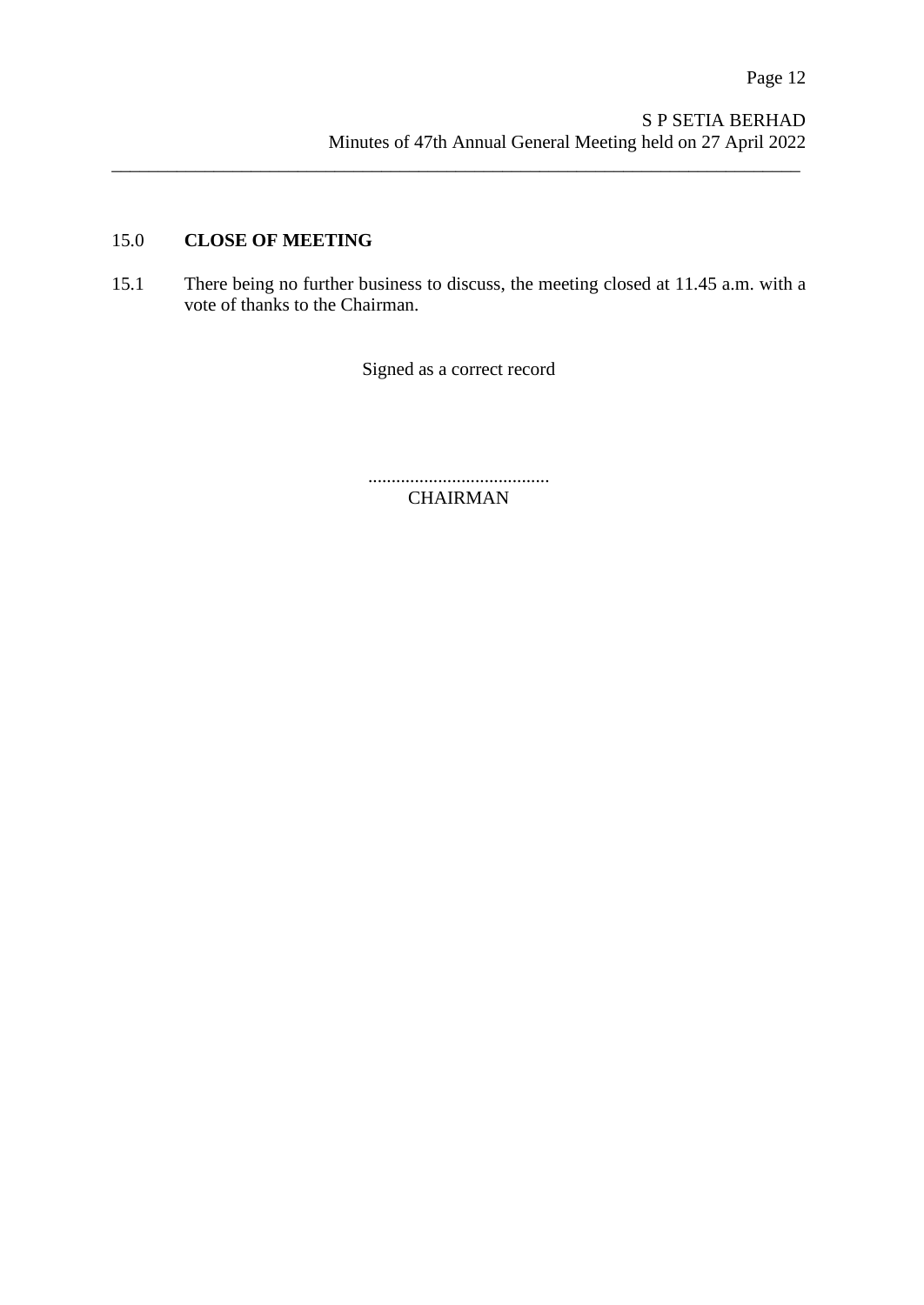## 15.0 **CLOSE OF MEETING**

15.1 There being no further business to discuss, the meeting closed at 11.45 a.m. with a vote of thanks to the Chairman.

Signed as a correct record

.......................................
CHAIRMAN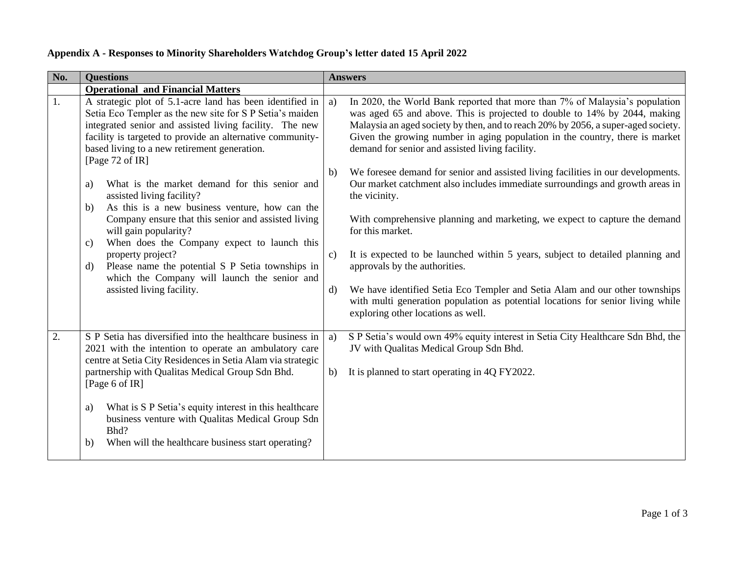**Appendix A - Responses to Minority Shareholders Watchdog Group's letter dated 15 April 2022**

| No. | Questions | Answers |
|---|---|---|
| | **Operational and Financial Matters** | |
| 1. | A strategic plot of 5.1-acre land has been identified in Setia Eco Templer as the new site for S P Setia's maiden integrated senior and assisted living facility. The new facility is targeted to provide an alternative community-based living to a new retirement generation. [Page 72 of IR]<br><br>a) What is the market demand for this senior and assisted living facility?<br>b) As this is a new business venture, how can the Company ensure that this senior and assisted living will gain popularity?<br>c) When does the Company expect to launch this property project?<br>d) Please name the potential S P Setia townships in which the Company will launch the senior and assisted living facility. | a) In 2020, the World Bank reported that more than 7% of Malaysia's population was aged 65 and above. This is projected to double to 14% by 2044, making Malaysia an aged society by then, and to reach 20% by 2056, a super-aged society. Given the growing number in aging population in the country, there is market demand for senior and assisted living facility.<br><br>b) We foresee demand for senior and assisted living facilities in our developments. Our market catchment also includes immediate surroundings and growth areas in the vicinity.<br><br>With comprehensive planning and marketing, we expect to capture the demand for this market.<br><br>c) It is expected to be launched within 5 years, subject to detailed planning and approvals by the authorities.<br><br>d) We have identified Setia Eco Templer and Setia Alam and our other townships with multi generation population as potential locations for senior living while exploring other locations as well. |
| 2. | S P Setia has diversified into the healthcare business in 2021 with the intention to operate an ambulatory care centre at Setia City Residences in Setia Alam via strategic partnership with Qualitas Medical Group Sdn Bhd. [Page 6 of IR]<br><br>a) What is S P Setia's equity interest in this healthcare business venture with Qualitas Medical Group Sdn Bhd?<br>b) When will the healthcare business start operating? | a) S P Setia's would own 49% equity interest in Setia City Healthcare Sdn Bhd, the JV with Qualitas Medical Group Sdn Bhd.<br><br>b) It is planned to start operating in 4Q FY2022. |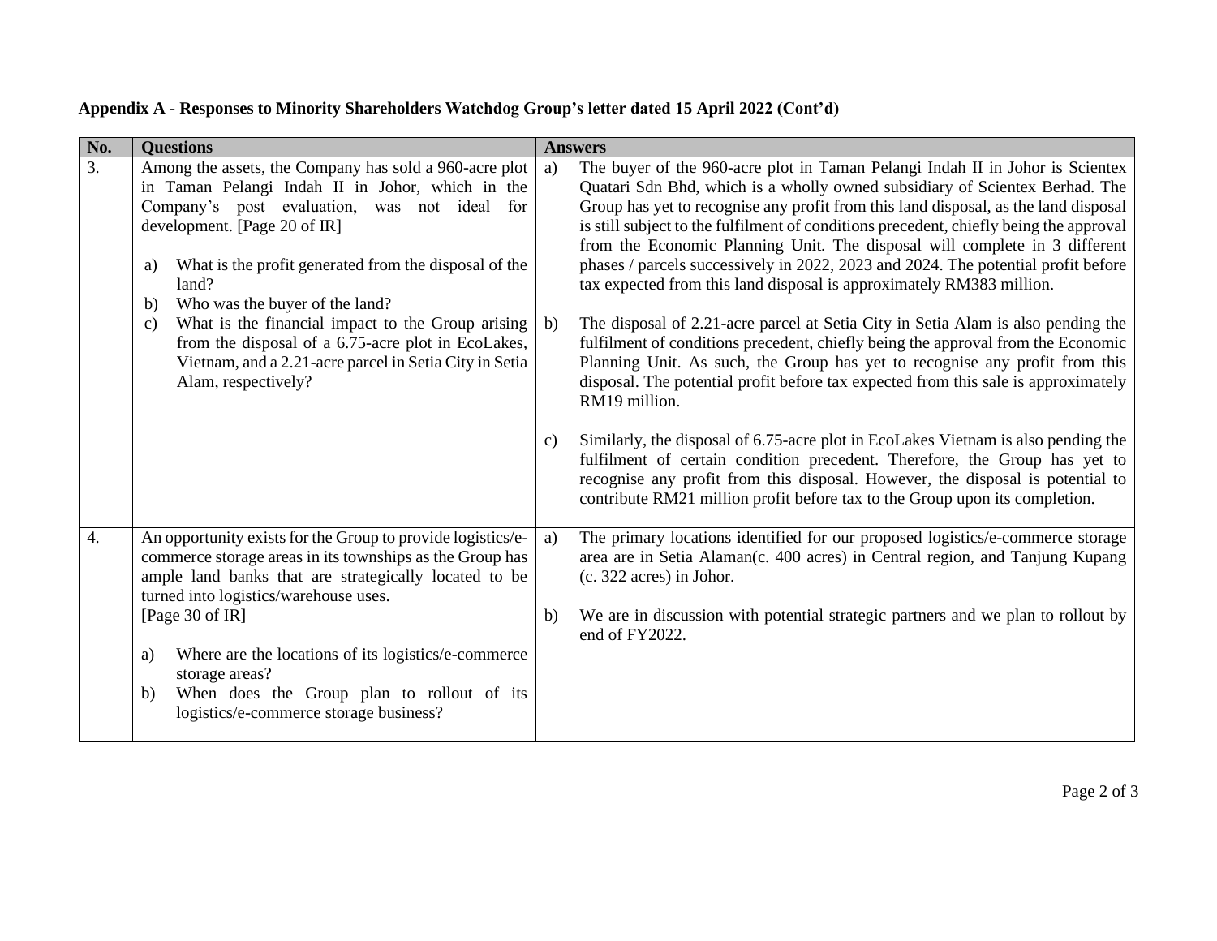**Appendix A - Responses to Minority Shareholders Watchdog Group's letter dated 15 April 2022 (Cont'd)**

| No. | Questions | Answers |
|---|---|---|
| 3. | Among the assets, the Company has sold a 960-acre plot in Taman Pelangi Indah II in Johor, which in the Company's post evaluation, was not ideal for development. [Page 20 of IR]<br><br>a) What is the profit generated from the disposal of the land?<br>b) Who was the buyer of the land?<br>c) What is the financial impact to the Group arising from the disposal of a 6.75-acre plot in EcoLakes, Vietnam, and a 2.21-acre parcel in Setia City in Setia Alam, respectively? | a) The buyer of the 960-acre plot in Taman Pelangi Indah II in Johor is Scientex Quatari Sdn Bhd, which is a wholly owned subsidiary of Scientex Berhad. The Group has yet to recognise any profit from this land disposal, as the land disposal is still subject to the fulfilment of conditions precedent, chiefly being the approval from the Economic Planning Unit. The disposal will complete in 3 different phases / parcels successively in 2022, 2023 and 2024. The potential profit before tax expected from this land disposal is approximately RM383 million.<br><br>b) The disposal of 2.21-acre parcel at Setia City in Setia Alam is also pending the fulfilment of conditions precedent, chiefly being the approval from the Economic Planning Unit. As such, the Group has yet to recognise any profit from this disposal. The potential profit before tax expected from this sale is approximately RM19 million.<br><br>c) Similarly, the disposal of 6.75-acre plot in EcoLakes Vietnam is also pending the fulfilment of certain condition precedent. Therefore, the Group has yet to recognise any profit from this disposal. However, the disposal is potential to contribute RM21 million profit before tax to the Group upon its completion. |
| 4. | An opportunity exists for the Group to provide logistics/e-commerce storage areas in its townships as the Group has ample land banks that are strategically located to be turned into logistics/warehouse uses.<br>[Page 30 of IR]<br><br>a) Where are the locations of its logistics/e-commerce storage areas?<br>b) When does the Group plan to rollout of its logistics/e-commerce storage business? | a) The primary locations identified for our proposed logistics/e-commerce storage area are in Setia Alaman(c. 400 acres) in Central region, and Tanjung Kupang (c. 322 acres) in Johor.<br><br>b) We are in discussion with potential strategic partners and we plan to rollout by end of FY2022. |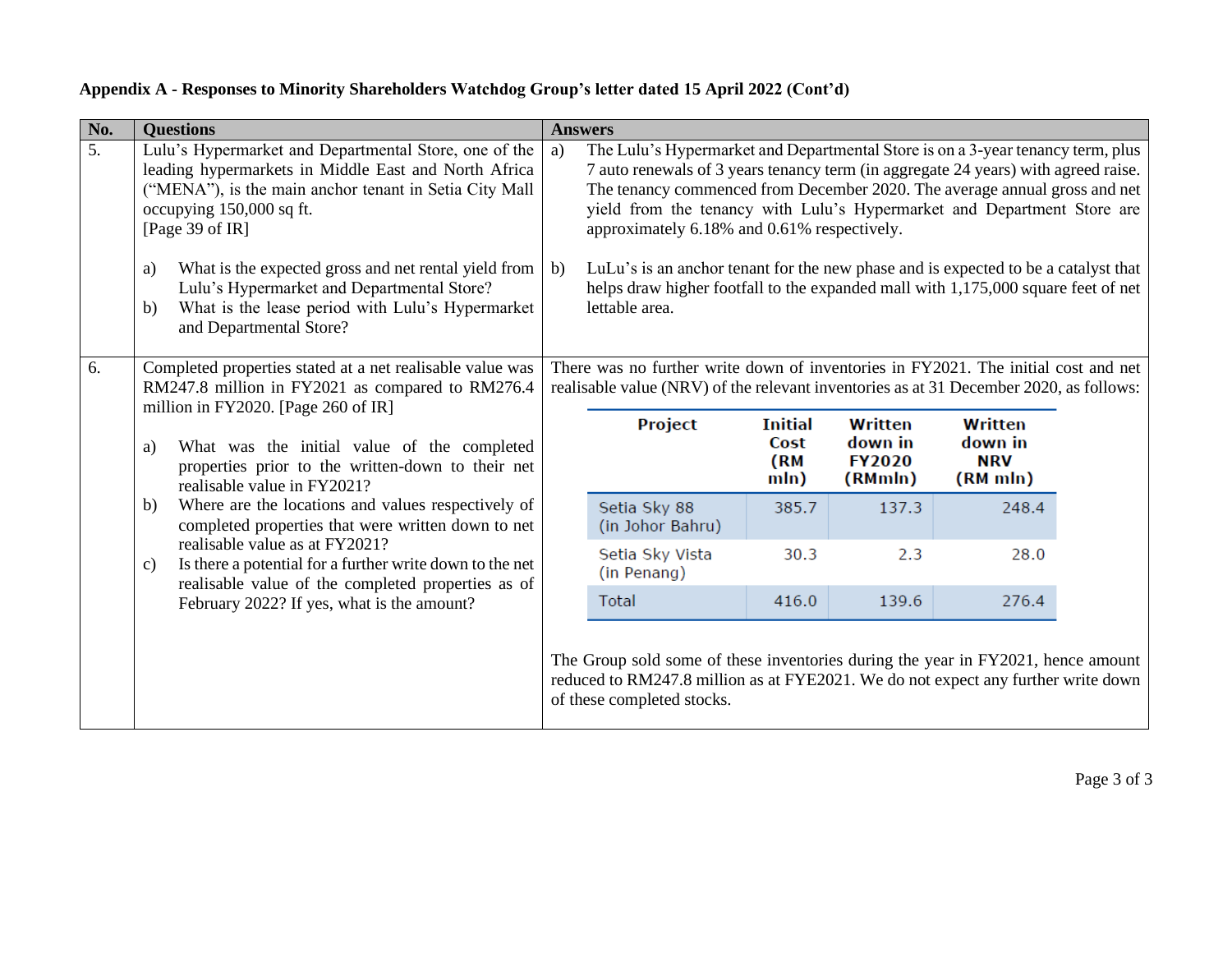**Appendix A - Responses to Minority Shareholders Watchdog Group's letter dated 15 April 2022 (Cont'd)**

| No. | Questions | Answers |
|---|---|---|
| 5. | Lulu's Hypermarket and Departmental Store, one of the leading hypermarkets in Middle East and North Africa ("MENA"), is the main anchor tenant in Setia City Mall occupying 150,000 sq ft. [Page 39 of IR]<br><br>a) What is the expected gross and net rental yield from Lulu's Hypermarket and Departmental Store?<br>b) What is the lease period with Lulu's Hypermarket and Departmental Store? | a) The Lulu's Hypermarket and Departmental Store is on a 3-year tenancy term, plus 7 auto renewals of 3 years tenancy term (in aggregate 24 years) with agreed raise. The tenancy commenced from December 2020. The average annual gross and net yield from the tenancy with Lulu's Hypermarket and Department Store are approximately 6.18% and 0.61% respectively.<br><br>b) LuLu's is an anchor tenant for the new phase and is expected to be a catalyst that helps draw higher footfall to the expanded mall with 1,175,000 square feet of net lettable area. |
| 6. | Completed properties stated at a net realisable value was RM247.8 million in FY2021 as compared to RM276.4 million in FY2020. [Page 260 of IR]<br><br>a) What was the initial value of the completed properties prior to the written-down to their net realisable value in FY2021?<br>b) Where are the locations and values respectively of completed properties that were written down to net realisable value as at FY2021?<br>c) Is there a potential for a further write down to the net realisable value of the completed properties as of February 2022? If yes, what is the amount? | There was no further write down of inventories in FY2021. The initial cost and net realisable value (NRV) of the relevant inventories as at 31 December 2020, as follows:<br><br>(see table below)<br><br>The Group sold some of these inventories during the year in FY2021, hence amount reduced to RM247.8 million as at FYE2021. We do not expect any further write down of these completed stocks. |

| Project | Initial Cost (RM mln) | Written down in FY2020 (RMmln) | Written down in NRV (RM mln) |
|---|---|---|---|
| Setia Sky 88 (in Johor Bahru) | 385.7 | 137.3 | 248.4 |
| Setia Sky Vista (in Penang) | 30.3 | 2.3 | 28.0 |
| Total | 416.0 | 139.6 | 276.4 |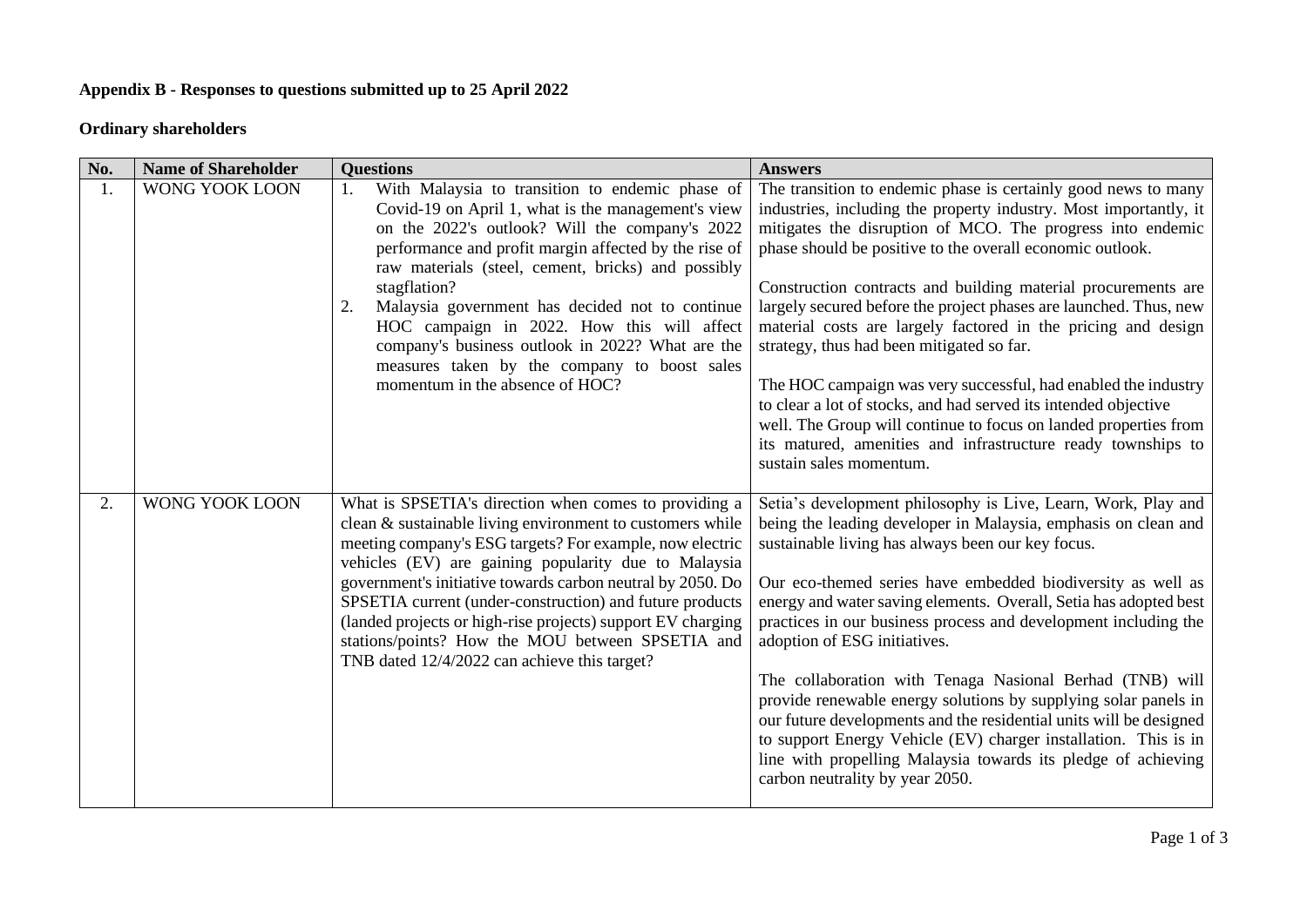**Appendix B - Responses to questions submitted up to 25 April 2022**

**Ordinary shareholders**

| No. | Name of Shareholder | Questions | Answers |
|---|---|---|---|
| 1. | WONG YOOK LOON | 1. With Malaysia to transition to endemic phase of Covid-19 on April 1, what is the management's view on the 2022's outlook? Will the company's 2022 performance and profit margin affected by the rise of raw materials (steel, cement, bricks) and possibly stagflation?<br>2. Malaysia government has decided not to continue HOC campaign in 2022. How this will affect company's business outlook in 2022? What are the measures taken by the company to boost sales momentum in the absence of HOC? | The transition to endemic phase is certainly good news to many industries, including the property industry. Most importantly, it mitigates the disruption of MCO. The progress into endemic phase should be positive to the overall economic outlook.<br><br>Construction contracts and building material procurements are largely secured before the project phases are launched. Thus, new material costs are largely factored in the pricing and design strategy, thus had been mitigated so far.<br><br>The HOC campaign was very successful, had enabled the industry to clear a lot of stocks, and had served its intended objective well. The Group will continue to focus on landed properties from its matured, amenities and infrastructure ready townships to sustain sales momentum. |
| 2. | WONG YOOK LOON | What is SPSETIA's direction when comes to providing a clean & sustainable living environment to customers while meeting company's ESG targets? For example, now electric vehicles (EV) are gaining popularity due to Malaysia government's initiative towards carbon neutral by 2050. Do SPSETIA current (under-construction) and future products (landed projects or high-rise projects) support EV charging stations/points? How the MOU between SPSETIA and TNB dated 12/4/2022 can achieve this target? | Setia's development philosophy is Live, Learn, Work, Play and being the leading developer in Malaysia, emphasis on clean and sustainable living has always been our key focus.<br><br>Our eco-themed series have embedded biodiversity as well as energy and water saving elements. Overall, Setia has adopted best practices in our business process and development including the adoption of ESG initiatives.<br><br>The collaboration with Tenaga Nasional Berhad (TNB) will provide renewable energy solutions by supplying solar panels in our future developments and the residential units will be designed to support Energy Vehicle (EV) charger installation. This is in line with propelling Malaysia towards its pledge of achieving carbon neutrality by year 2050. |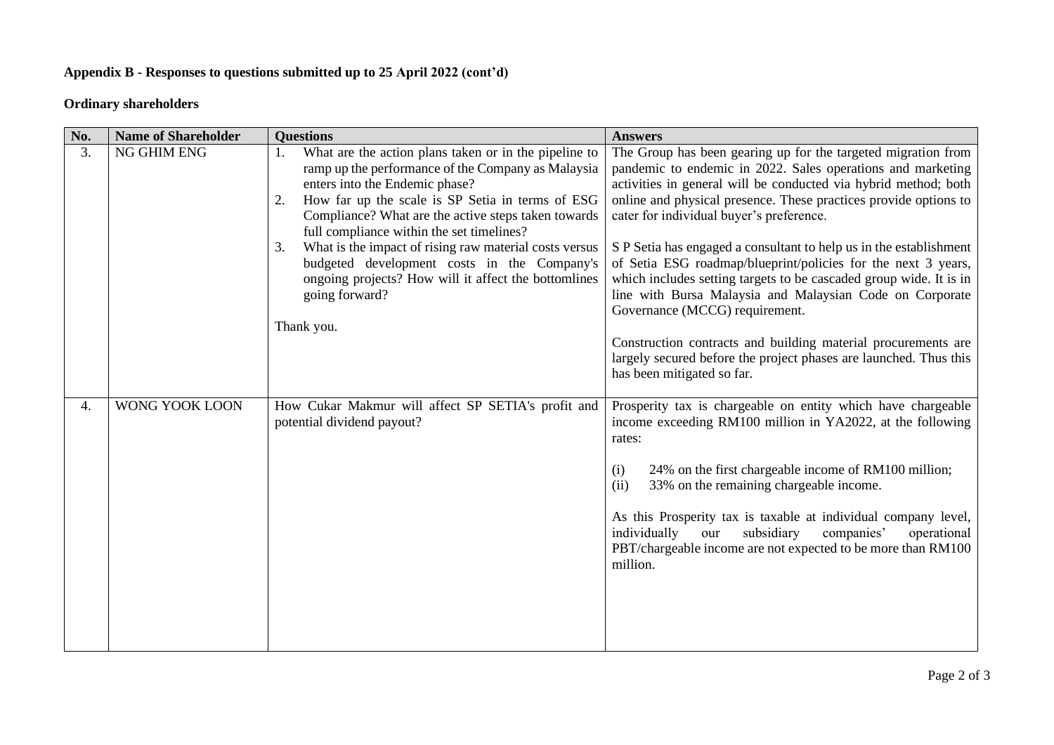**Appendix B - Responses to questions submitted up to 25 April 2022 (cont'd)**

**Ordinary shareholders**

| No. | Name of Shareholder | Questions | Answers |
|---|---|---|---|
| 3. | NG GHIM ENG | 1. What are the action plans taken or in the pipeline to ramp up the performance of the Company as Malaysia enters into the Endemic phase?<br>2. How far up the scale is SP Setia in terms of ESG Compliance? What are the active steps taken towards full compliance within the set timelines?<br>3. What is the impact of rising raw material costs versus budgeted development costs in the Company's ongoing projects? How will it affect the bottomlines going forward?<br><br>Thank you. | The Group has been gearing up for the targeted migration from pandemic to endemic in 2022. Sales operations and marketing activities in general will be conducted via hybrid method; both online and physical presence. These practices provide options to cater for individual buyer's preference.<br><br>S P Setia has engaged a consultant to help us in the establishment of Setia ESG roadmap/blueprint/policies for the next 3 years, which includes setting targets to be cascaded group wide. It is in line with Bursa Malaysia and Malaysian Code on Corporate Governance (MCCG) requirement.<br><br>Construction contracts and building material procurements are largely secured before the project phases are launched. Thus this has been mitigated so far. |
| 4. | WONG YOOK LOON | How Cukar Makmur will affect SP SETIA's profit and potential dividend payout? | Prosperity tax is chargeable on entity which have chargeable income exceeding RM100 million in YA2022, at the following rates:<br><br>(i) 24% on the first chargeable income of RM100 million;<br>(ii) 33% on the remaining chargeable income.<br><br>As this Prosperity tax is taxable at individual company level, individually our subsidiary companies' operational PBT/chargeable income are not expected to be more than RM100 million. |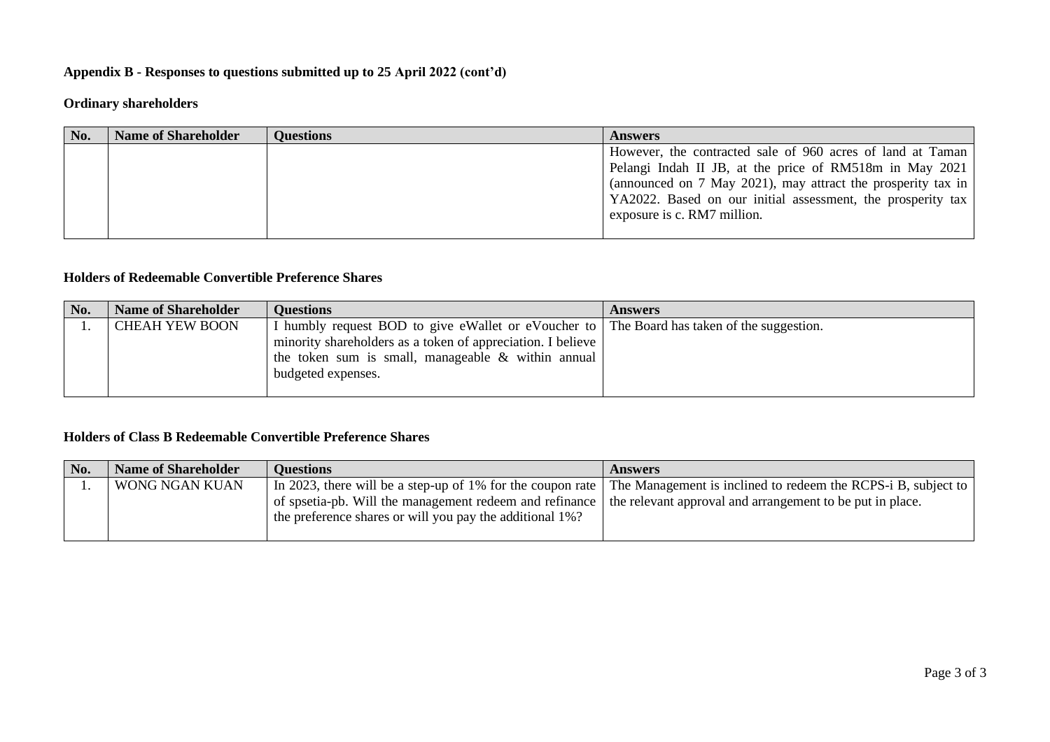**Appendix B - Responses to questions submitted up to 25 April 2022 (cont'd)**

**Ordinary shareholders**

| No. | Name of Shareholder | Questions | Answers |
|---|---|---|---|
| | | | However, the contracted sale of 960 acres of land at Taman Pelangi Indah II JB, at the price of RM518m in May 2021 (announced on 7 May 2021), may attract the prosperity tax in YA2022. Based on our initial assessment, the prosperity tax exposure is c. RM7 million. |

**Holders of Redeemable Convertible Preference Shares**

| No. | Name of Shareholder | Questions | Answers |
|---|---|---|---|
| 1. | CHEAH YEW BOON | I humbly request BOD to give eWallet or eVoucher to minority shareholders as a token of appreciation. I believe the token sum is small, manageable & within annual budgeted expenses. | The Board has taken of the suggestion. |

**Holders of Class B Redeemable Convertible Preference Shares**

| No. | Name of Shareholder | Questions | Answers |
|---|---|---|---|
| 1. | WONG NGAN KUAN | In 2023, there will be a step-up of 1% for the coupon rate of spsetia-pb. Will the management redeem and refinance the preference shares or will you pay the additional 1%? | The Management is inclined to redeem the RCPS-i B, subject to the relevant approval and arrangement to be put in place. |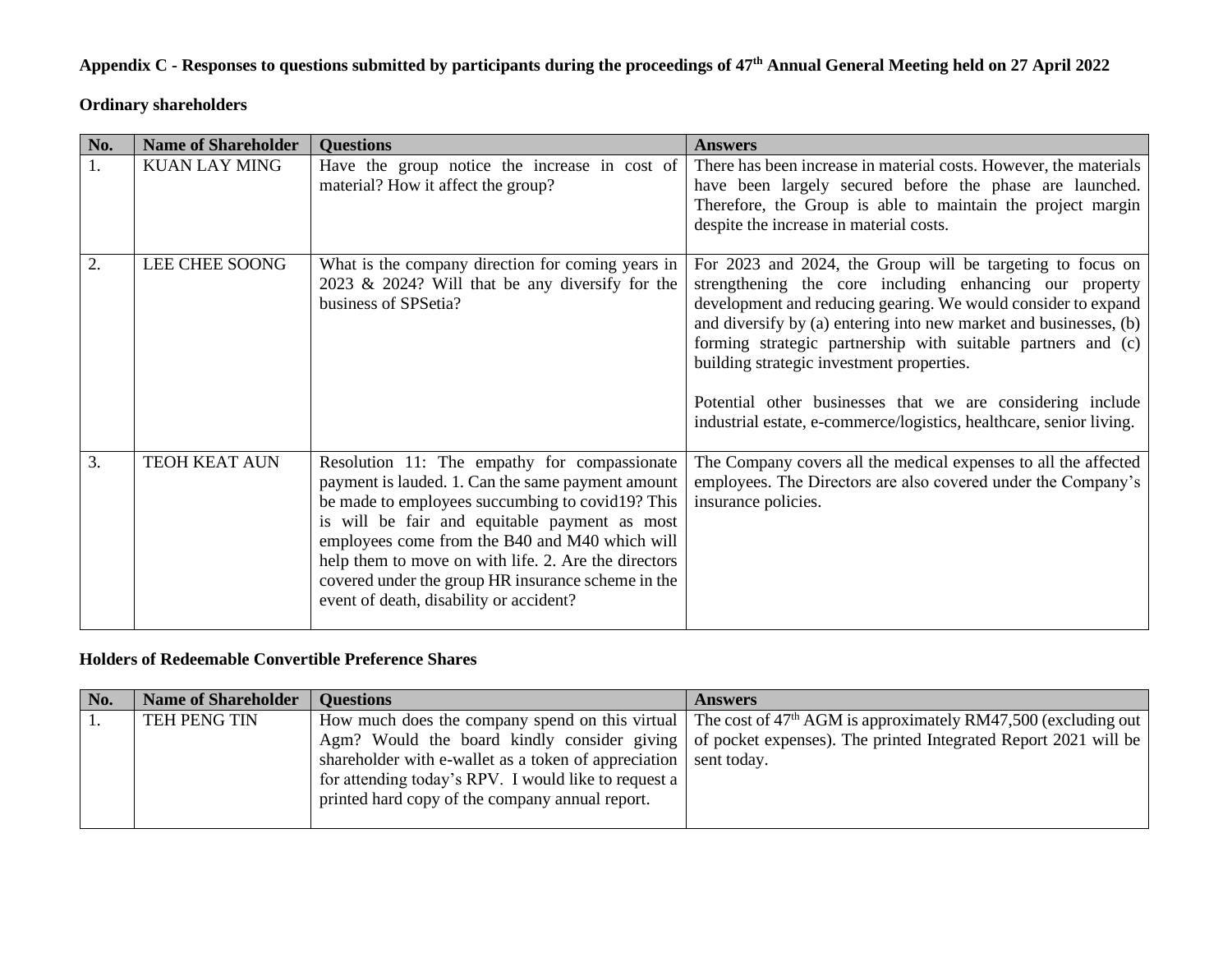**Appendix C - Responses to questions submitted by participants during the proceedings of 47th Annual General Meeting held on 27 April 2022**

**Ordinary shareholders**

| No. | Name of Shareholder | Questions | Answers |
|---|---|---|---|
| 1. | KUAN LAY MING | Have the group notice the increase in cost of material? How it affect the group? | There has been increase in material costs. However, the materials have been largely secured before the phase are launched. Therefore, the Group is able to maintain the project margin despite the increase in material costs. |
| 2. | LEE CHEE SOONG | What is the company direction for coming years in 2023 & 2024? Will that be any diversify for the business of SPSetia? | For 2023 and 2024, the Group will be targeting to focus on strengthening the core including enhancing our property development and reducing gearing. We would consider to expand and diversify by (a) entering into new market and businesses, (b) forming strategic partnership with suitable partners and (c) building strategic investment properties.<br><br>Potential other businesses that we are considering include industrial estate, e-commerce/logistics, healthcare, senior living. |
| 3. | TEOH KEAT AUN | Resolution 11: The empathy for compassionate payment is lauded. 1. Can the same payment amount be made to employees succumbing to covid19? This is will be fair and equitable payment as most employees come from the B40 and M40 which will help them to move on with life. 2. Are the directors covered under the group HR insurance scheme in the event of death, disability or accident? | The Company covers all the medical expenses to all the affected employees. The Directors are also covered under the Company's insurance policies. |

**Holders of Redeemable Convertible Preference Shares**

| No. | Name of Shareholder | Questions | Answers |
|---|---|---|---|
| 1. | TEH PENG TIN | How much does the company spend on this virtual Agm? Would the board kindly consider giving shareholder with e-wallet as a token of appreciation for attending today's RPV. I would like to request a printed hard copy of the company annual report. | The cost of 47th AGM is approximately RM47,500 (excluding out of pocket expenses). The printed Integrated Report 2021 will be sent today. |